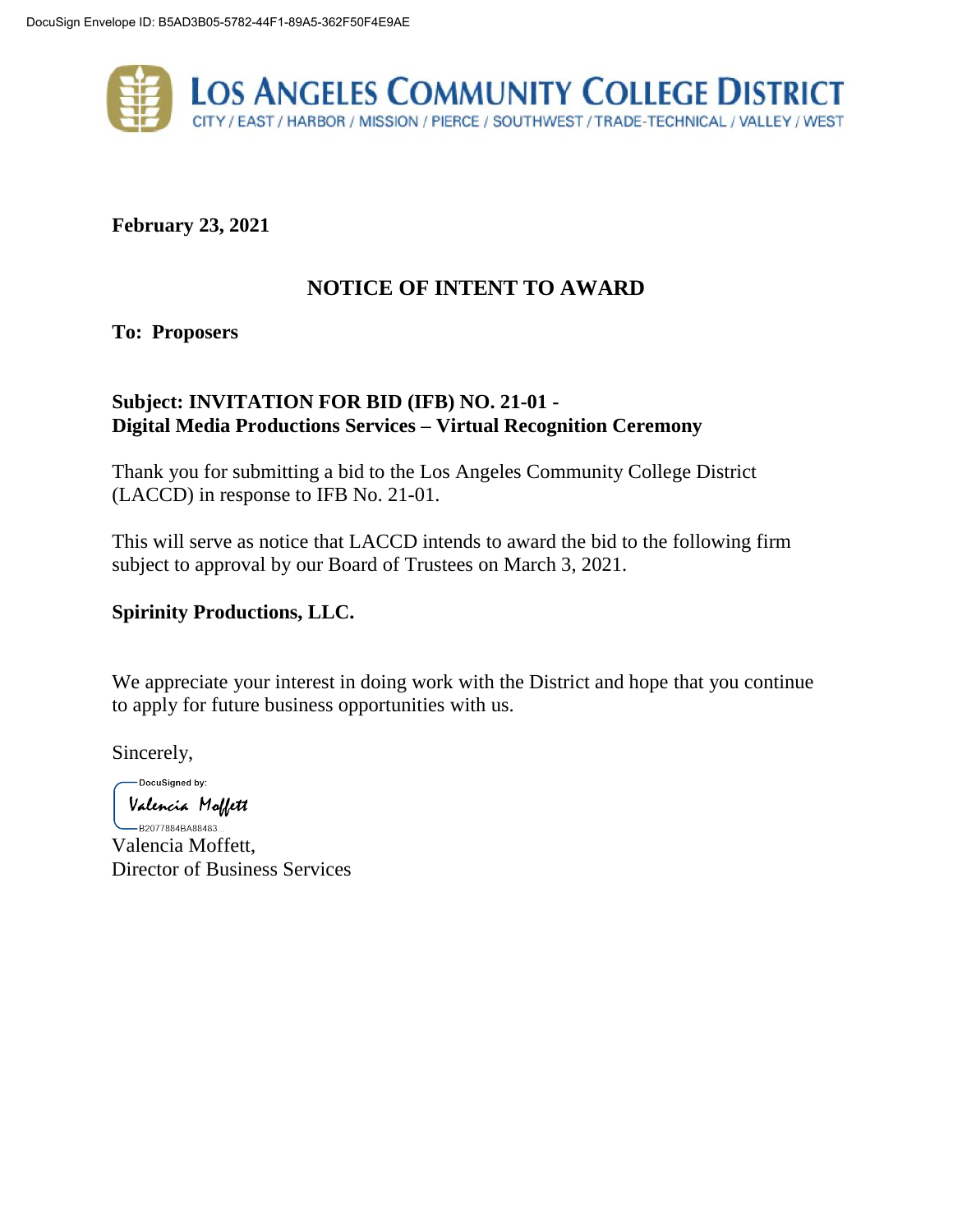DocuSign Envelope ID: B5AD3B05-5782-44F1-89A5-362F50F4E9AE

**LOS ANGELES COMMUNITY COLLEGE DISTRICT**

CITY / EAST / HARBOR / MISSION / PIERCE / SOUTHWEST / TRADE-TECHNICAL / VALLEY / WEST

**February 23, 2021**

## NOTICE OF INTENT TO AWARD

**To: Proposers**

**Subject: INVITATION FOR BID (IFB) NO. 21-01 -**
**Digital Media Productions Services – Virtual Recognition Ceremony**

Thank you for submitting a bid to the Los Angeles Community College District (LACCD) in response to IFB No. 21-01.

This will serve as notice that LACCD intends to award the bid to the following firm subject to approval by our Board of Trustees on March 3, 2021.

**Spirinity Productions, LLC.**

We appreciate your interest in doing work with the District and hope that you continue to apply for future business opportunities with us.

Sincerely,

DocuSigned by:
Valencia Moffett
B2077884BA88483...

Valencia Moffett,
Director of Business Services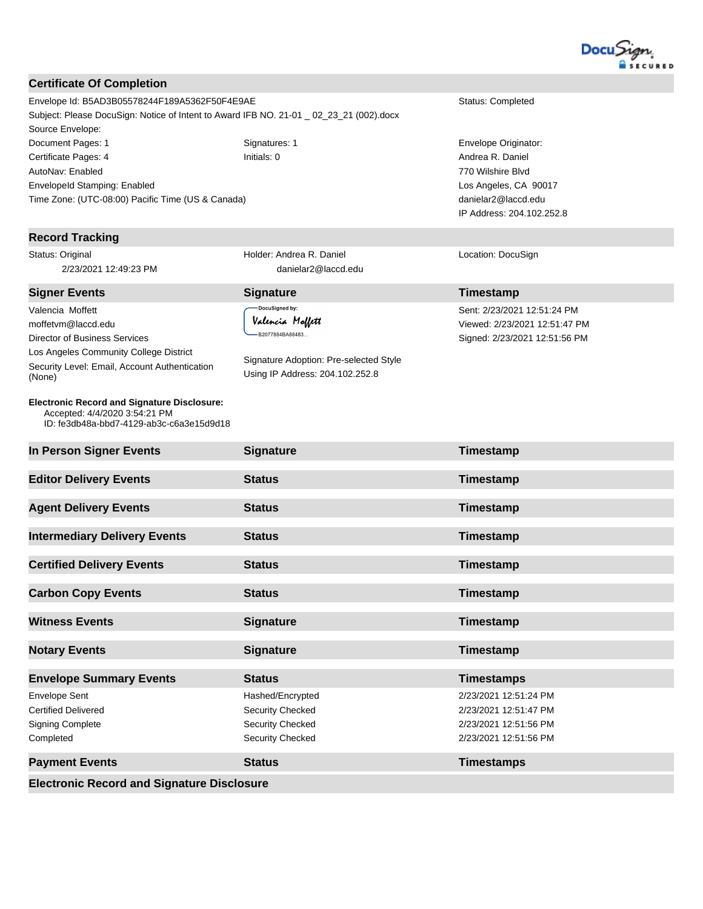## Certificate Of Completion

Envelope Id: B5AD3B05578244F189A5362F50F4E9AE

Status: Completed

Subject: Please DocuSign: Notice of Intent to Award IFB NO. 21-01 _ 02_23_21 (002).docx

Source Envelope:

Document Pages: 1

Signatures: 1

Certificate Pages: 4

Initials: 0

AutoNav: Enabled

EnvelopeId Stamping: Enabled

Time Zone: (UTC-08:00) Pacific Time (US & Canada)

Envelope Originator:
Andrea R. Daniel
770 Wilshire Blvd
Los Angeles, CA 90017
danielar2@laccd.edu
IP Address: 204.102.252.8

## Record Tracking

| Status | Holder | Location |
|---|---|---|
| Status: Original<br>2/23/2021 12:49:23 PM | Holder: Andrea R. Daniel<br>danielar2@laccd.edu | Location: DocuSign |

## Signer Events

| Signer Events | Signature | Timestamp |
|---|---|---|
| Valencia Moffett<br>moffetvm@laccd.edu<br>Director of Business Services<br>Los Angeles Community College District<br>Security Level: Email, Account Authentication (None) | DocuSigned by: Valencia Moffett<br>B2077884BA88483...<br><br>Signature Adoption: Pre-selected Style<br>Using IP Address: 204.102.252.8 | Sent: 2/23/2021 12:51:24 PM<br>Viewed: 2/23/2021 12:51:47 PM<br>Signed: 2/23/2021 12:51:56 PM |

**Electronic Record and Signature Disclosure:**
Accepted: 4/4/2020 3:54:21 PM
ID: fe3db48a-bbd7-4129-ab3c-c6a3e15d9d18

| In Person Signer Events | Signature | Timestamp |
|---|---|---|

| Editor Delivery Events | Status | Timestamp |
|---|---|---|

| Agent Delivery Events | Status | Timestamp |
|---|---|---|

| Intermediary Delivery Events | Status | Timestamp |
|---|---|---|

| Certified Delivery Events | Status | Timestamp |
|---|---|---|

| Carbon Copy Events | Status | Timestamp |
|---|---|---|

| Witness Events | Signature | Timestamp |
|---|---|---|

| Notary Events | Signature | Timestamp |
|---|---|---|

| Envelope Summary Events | Status | Timestamps |
|---|---|---|
| Envelope Sent | Hashed/Encrypted | 2/23/2021 12:51:24 PM |
| Certified Delivered | Security Checked | 2/23/2021 12:51:47 PM |
| Signing Complete | Security Checked | 2/23/2021 12:51:56 PM |
| Completed | Security Checked | 2/23/2021 12:51:56 PM |

| Payment Events | Status | Timestamps |
|---|---|---|

## Electronic Record and Signature Disclosure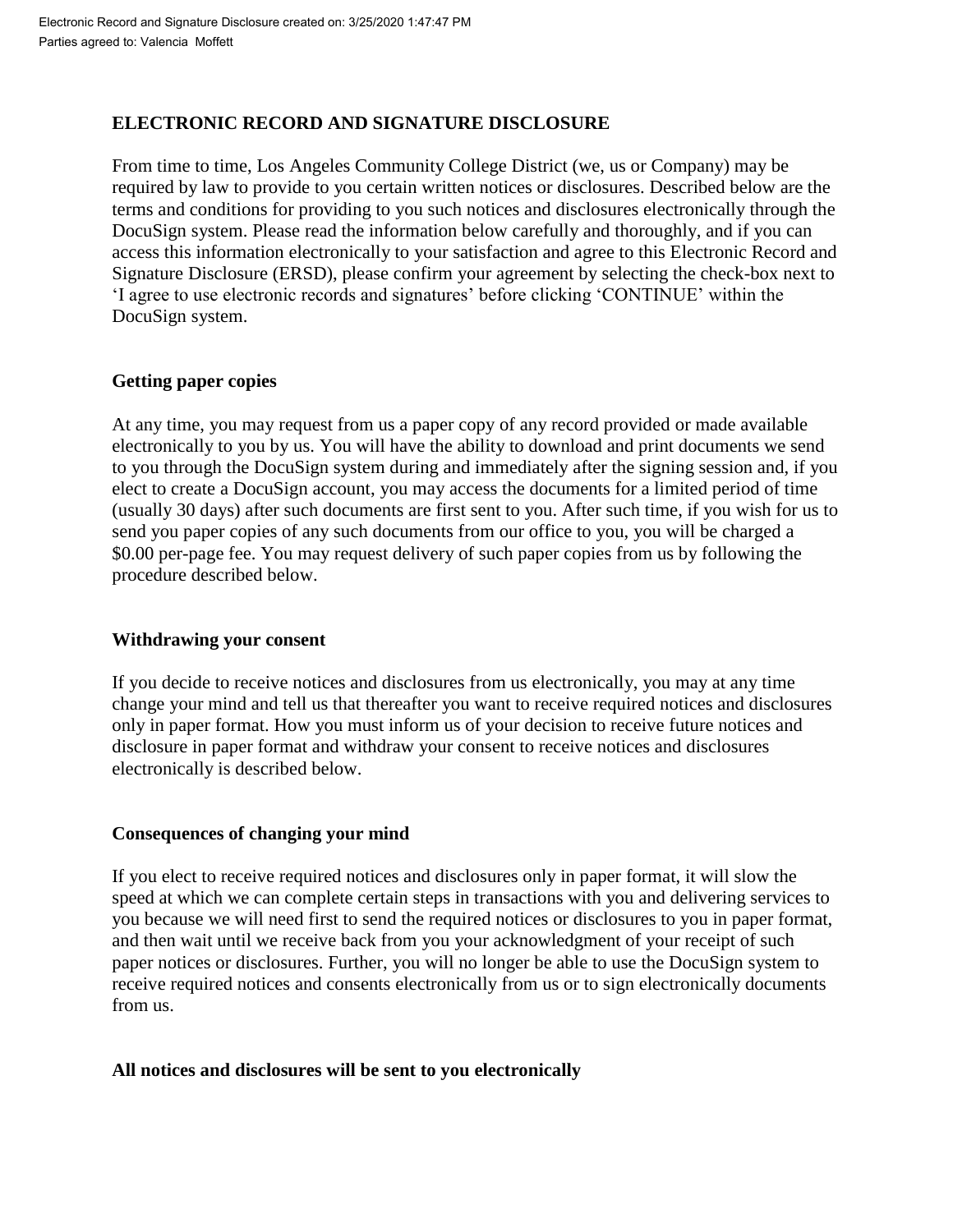Electronic Record and Signature Disclosure created on: 3/25/2020 1:47:47 PM
Parties agreed to: Valencia Moffett

## ELECTRONIC RECORD AND SIGNATURE DISCLOSURE

From time to time, Los Angeles Community College District (we, us or Company) may be required by law to provide to you certain written notices or disclosures. Described below are the terms and conditions for providing to you such notices and disclosures electronically through the DocuSign system. Please read the information below carefully and thoroughly, and if you can access this information electronically to your satisfaction and agree to this Electronic Record and Signature Disclosure (ERSD), please confirm your agreement by selecting the check-box next to 'I agree to use electronic records and signatures' before clicking 'CONTINUE' within the DocuSign system.

### Getting paper copies

At any time, you may request from us a paper copy of any record provided or made available electronically to you by us. You will have the ability to download and print documents we send to you through the DocuSign system during and immediately after the signing session and, if you elect to create a DocuSign account, you may access the documents for a limited period of time (usually 30 days) after such documents are first sent to you. After such time, if you wish for us to send you paper copies of any such documents from our office to you, you will be charged a $0.00 per-page fee. You may request delivery of such paper copies from us by following the procedure described below.

### Withdrawing your consent

If you decide to receive notices and disclosures from us electronically, you may at any time change your mind and tell us that thereafter you want to receive required notices and disclosures only in paper format. How you must inform us of your decision to receive future notices and disclosure in paper format and withdraw your consent to receive notices and disclosures electronically is described below.

### Consequences of changing your mind

If you elect to receive required notices and disclosures only in paper format, it will slow the speed at which we can complete certain steps in transactions with you and delivering services to you because we will need first to send the required notices or disclosures to you in paper format, and then wait until we receive back from you your acknowledgment of your receipt of such paper notices or disclosures. Further, you will no longer be able to use the DocuSign system to receive required notices and consents electronically from us or to sign electronically documents from us.

### All notices and disclosures will be sent to you electronically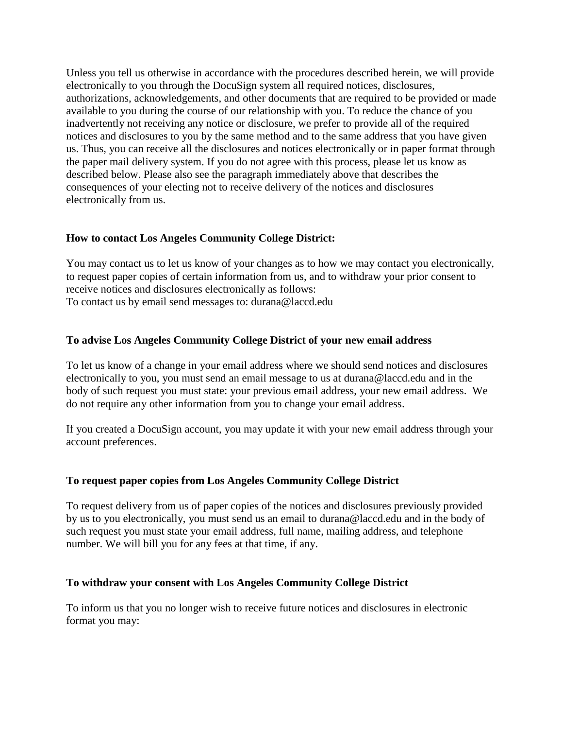Unless you tell us otherwise in accordance with the procedures described herein, we will provide electronically to you through the DocuSign system all required notices, disclosures, authorizations, acknowledgements, and other documents that are required to be provided or made available to you during the course of our relationship with you. To reduce the chance of you inadvertently not receiving any notice or disclosure, we prefer to provide all of the required notices and disclosures to you by the same method and to the same address that you have given us. Thus, you can receive all the disclosures and notices electronically or in paper format through the paper mail delivery system. If you do not agree with this process, please let us know as described below. Please also see the paragraph immediately above that describes the consequences of your electing not to receive delivery of the notices and disclosures electronically from us.

**How to contact Los Angeles Community College District:**

You may contact us to let us know of your changes as to how we may contact you electronically, to request paper copies of certain information from us, and to withdraw your prior consent to receive notices and disclosures electronically as follows:
To contact us by email send messages to: durana@laccd.edu

**To advise Los Angeles Community College District of your new email address**

To let us know of a change in your email address where we should send notices and disclosures electronically to you, you must send an email message to us at durana@laccd.edu and in the body of such request you must state: your previous email address, your new email address. We do not require any other information from you to change your email address.

If you created a DocuSign account, you may update it with your new email address through your account preferences.

**To request paper copies from Los Angeles Community College District**

To request delivery from us of paper copies of the notices and disclosures previously provided by us to you electronically, you must send us an email to durana@laccd.edu and in the body of such request you must state your email address, full name, mailing address, and telephone number. We will bill you for any fees at that time, if any.

**To withdraw your consent with Los Angeles Community College District**

To inform us that you no longer wish to receive future notices and disclosures in electronic format you may: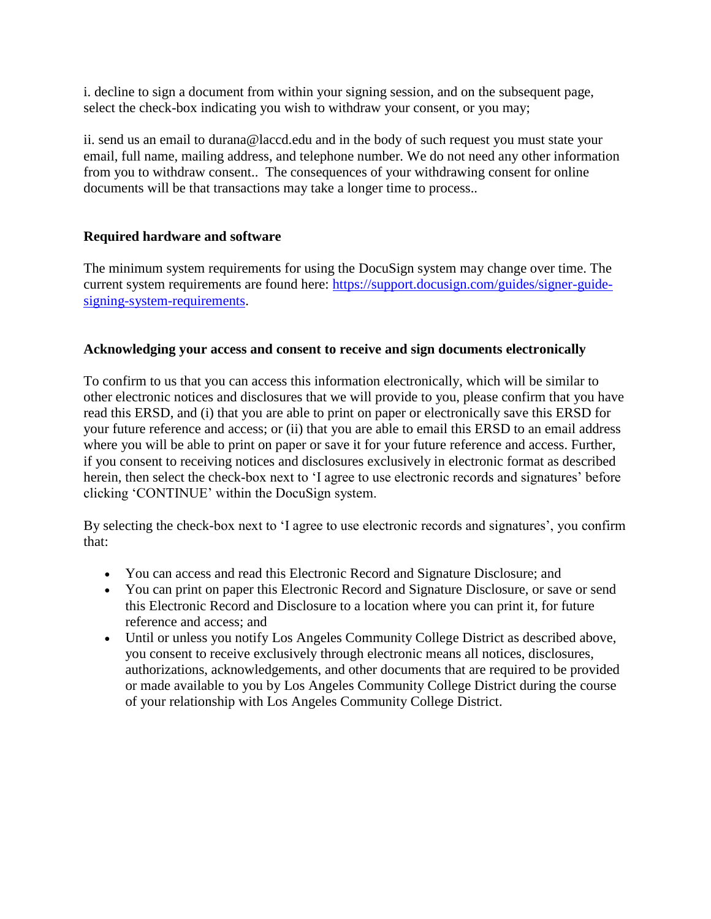i. decline to sign a document from within your signing session, and on the subsequent page, select the check-box indicating you wish to withdraw your consent, or you may;

ii. send us an email to durana@laccd.edu and in the body of such request you must state your email, full name, mailing address, and telephone number. We do not need any other information from you to withdraw consent.. The consequences of your withdrawing consent for online documents will be that transactions may take a longer time to process..

**Required hardware and software**

The minimum system requirements for using the DocuSign system may change over time. The current system requirements are found here: [https://support.docusign.com/guides/signer-guide-signing-system-requirements](https://support.docusign.com/guides/signer-guide-signing-system-requirements).

**Acknowledging your access and consent to receive and sign documents electronically**

To confirm to us that you can access this information electronically, which will be similar to other electronic notices and disclosures that we will provide to you, please confirm that you have read this ERSD, and (i) that you are able to print on paper or electronically save this ERSD for your future reference and access; or (ii) that you are able to email this ERSD to an email address where you will be able to print on paper or save it for your future reference and access. Further, if you consent to receiving notices and disclosures exclusively in electronic format as described herein, then select the check-box next to 'I agree to use electronic records and signatures' before clicking 'CONTINUE' within the DocuSign system.

By selecting the check-box next to 'I agree to use electronic records and signatures', you confirm that:

- You can access and read this Electronic Record and Signature Disclosure; and
- You can print on paper this Electronic Record and Signature Disclosure, or save or send this Electronic Record and Disclosure to a location where you can print it, for future reference and access; and
- Until or unless you notify Los Angeles Community College District as described above, you consent to receive exclusively through electronic means all notices, disclosures, authorizations, acknowledgements, and other documents that are required to be provided or made available to you by Los Angeles Community College District during the course of your relationship with Los Angeles Community College District.